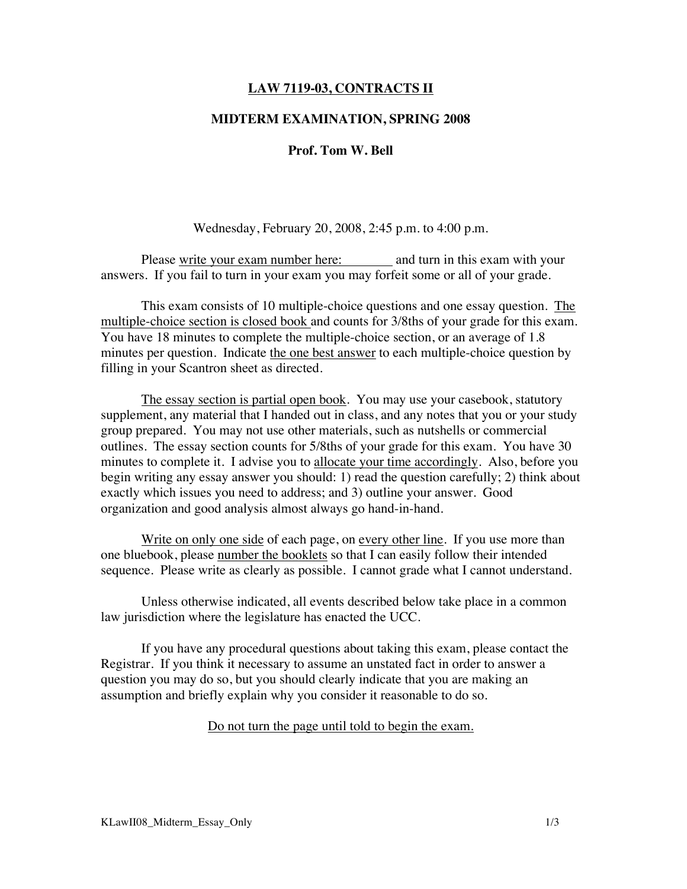# LAW 7119-03, CONTRACTS II

## MIDTERM EXAMINATION, SPRING 2008

### Prof. Tom W. Bell

Wednesday, February 20, 2008, 2:45 p.m. to 4:00 p.m.

Please write your exam number here: ________ and turn in this exam with your answers. If you fail to turn in your exam you may forfeit some or all of your grade.

This exam consists of 10 multiple-choice questions and one essay question. The multiple-choice section is closed book and counts for 3/8ths of your grade for this exam. You have 18 minutes to complete the multiple-choice section, or an average of 1.8 minutes per question. Indicate the one best answer to each multiple-choice question by filling in your Scantron sheet as directed.

The essay section is partial open book. You may use your casebook, statutory supplement, any material that I handed out in class, and any notes that you or your study group prepared. You may not use other materials, such as nutshells or commercial outlines. The essay section counts for 5/8ths of your grade for this exam. You have 30 minutes to complete it. I advise you to allocate your time accordingly. Also, before you begin writing any essay answer you should: 1) read the question carefully; 2) think about exactly which issues you need to address; and 3) outline your answer. Good organization and good analysis almost always go hand-in-hand.

Write on only one side of each page, on every other line. If you use more than one bluebook, please number the booklets so that I can easily follow their intended sequence. Please write as clearly as possible. I cannot grade what I cannot understand.

Unless otherwise indicated, all events described below take place in a common law jurisdiction where the legislature has enacted the UCC.

If you have any procedural questions about taking this exam, please contact the Registrar. If you think it necessary to assume an unstated fact in order to answer a question you may do so, but you should clearly indicate that you are making an assumption and briefly explain why you consider it reasonable to do so.

Do not turn the page until told to begin the exam.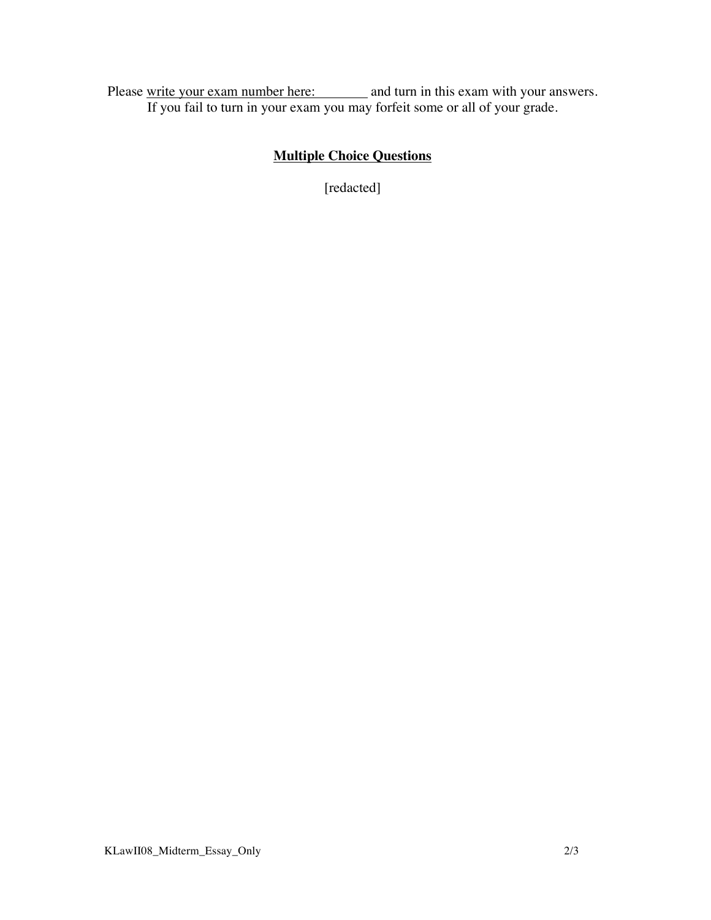Please write your exam number here: ________ and turn in this exam with your answers.
If you fail to turn in your exam you may forfeit some or all of your grade.

## Multiple Choice Questions

[redacted]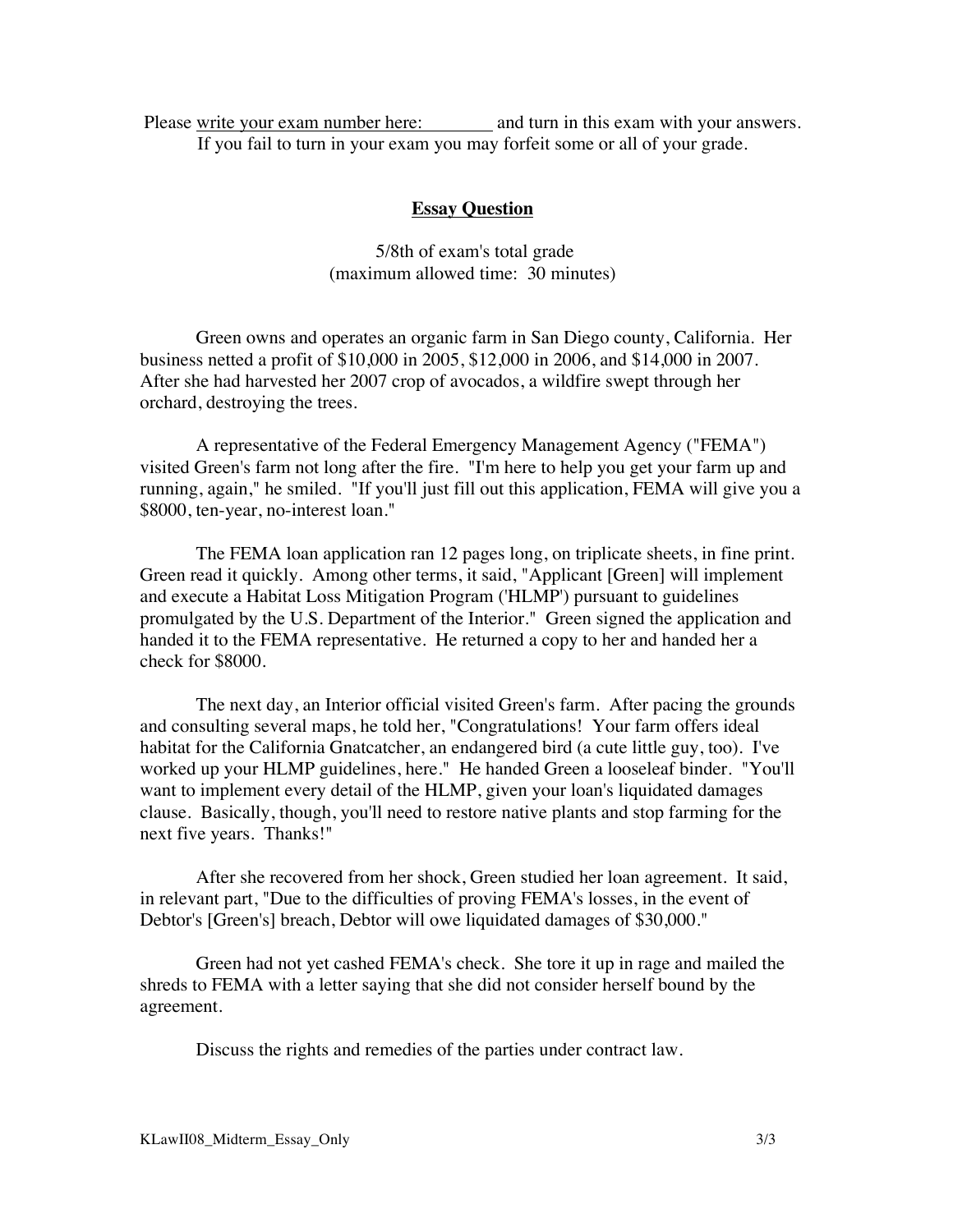Please write your exam number here: ________ and turn in this exam with your answers.
If you fail to turn in your exam you may forfeit some or all of your grade.

## Essay Question

5/8th of exam's total grade
(maximum allowed time: 30 minutes)

Green owns and operates an organic farm in San Diego county, California. Her business netted a profit of $10,000 in 2005, $12,000 in 2006, and $14,000 in 2007. After she had harvested her 2007 crop of avocados, a wildfire swept through her orchard, destroying the trees.

A representative of the Federal Emergency Management Agency ("FEMA") visited Green's farm not long after the fire. "I'm here to help you get your farm up and running, again," he smiled. "If you'll just fill out this application, FEMA will give you a $8000, ten-year, no-interest loan."

The FEMA loan application ran 12 pages long, on triplicate sheets, in fine print. Green read it quickly. Among other terms, it said, "Applicant [Green] will implement and execute a Habitat Loss Mitigation Program ('HLMP') pursuant to guidelines promulgated by the U.S. Department of the Interior." Green signed the application and handed it to the FEMA representative. He returned a copy to her and handed her a check for $8000.

The next day, an Interior official visited Green's farm. After pacing the grounds and consulting several maps, he told her, "Congratulations! Your farm offers ideal habitat for the California Gnatcatcher, an endangered bird (a cute little guy, too). I've worked up your HLMP guidelines, here." He handed Green a looseleaf binder. "You'll want to implement every detail of the HLMP, given your loan's liquidated damages clause. Basically, though, you'll need to restore native plants and stop farming for the next five years. Thanks!"

After she recovered from her shock, Green studied her loan agreement. It said, in relevant part, "Due to the difficulties of proving FEMA's losses, in the event of Debtor's [Green's] breach, Debtor will owe liquidated damages of $30,000."

Green had not yet cashed FEMA's check. She tore it up in rage and mailed the shreds to FEMA with a letter saying that she did not consider herself bound by the agreement.

Discuss the rights and remedies of the parties under contract law.